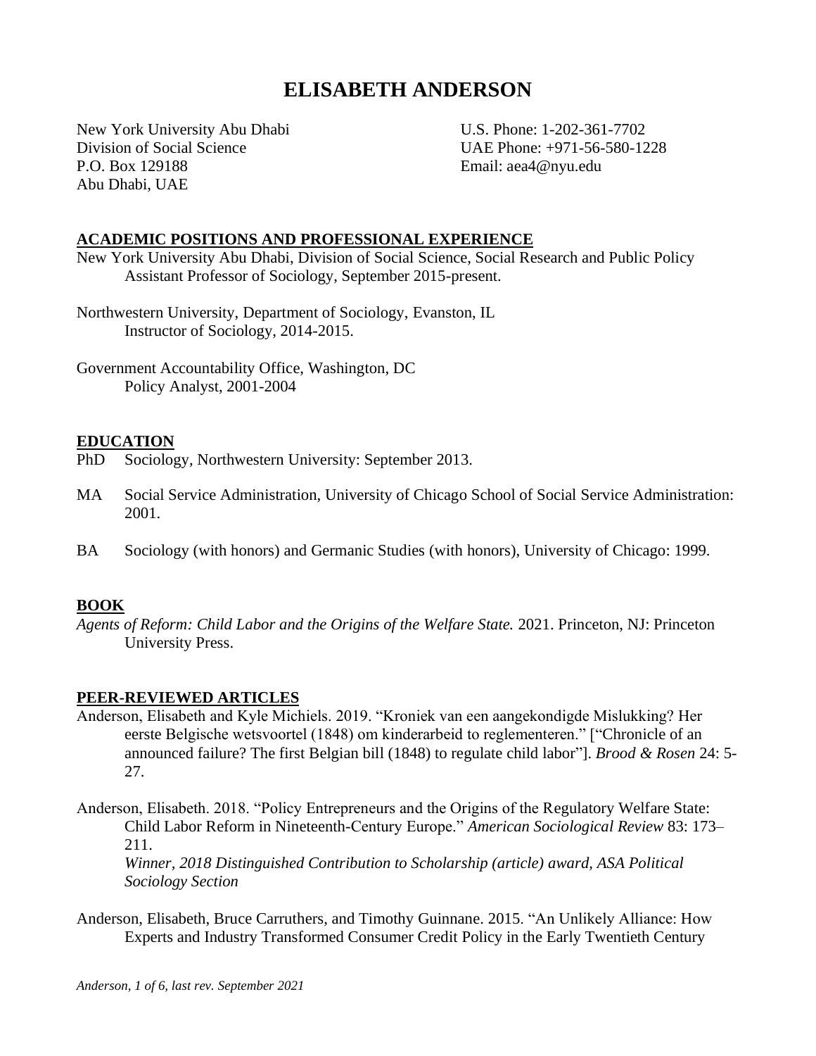# ELISABETH ANDERSON

New York University Abu Dhabi
Division of Social Science
P.O. Box 129188
Abu Dhabi, UAE

U.S. Phone: 1-202-361-7702
UAE Phone: +971-56-580-1228
Email: aea4@nyu.edu

## ACADEMIC POSITIONS AND PROFESSIONAL EXPERIENCE

New York University Abu Dhabi, Division of Social Science, Social Research and Public Policy
Assistant Professor of Sociology, September 2015-present.

Northwestern University, Department of Sociology, Evanston, IL
Instructor of Sociology, 2014-2015.

Government Accountability Office, Washington, DC
Policy Analyst, 2001-2004

## EDUCATION

PhD Sociology, Northwestern University: September 2013.

MA Social Service Administration, University of Chicago School of Social Service Administration: 2001.

BA Sociology (with honors) and Germanic Studies (with honors), University of Chicago: 1999.

## BOOK

*Agents of Reform: Child Labor and the Origins of the Welfare State.* 2021. Princeton, NJ: Princeton University Press.

## PEER-REVIEWED ARTICLES

Anderson, Elisabeth and Kyle Michiels. 2019. "Kroniek van een aangekondigde Mislukking? Her eerste Belgische wetsvoortel (1848) om kinderarbeid to reglementeren." ["Chronicle of an announced failure? The first Belgian bill (1848) to regulate child labor"]. *Brood & Rosen* 24: 5-27.

Anderson, Elisabeth. 2018. "Policy Entrepreneurs and the Origins of the Regulatory Welfare State: Child Labor Reform in Nineteenth-Century Europe." *American Sociological Review* 83: 173–211.
*Winner, 2018 Distinguished Contribution to Scholarship (article) award, ASA Political Sociology Section*

Anderson, Elisabeth, Bruce Carruthers, and Timothy Guinnane. 2015. "An Unlikely Alliance: How Experts and Industry Transformed Consumer Credit Policy in the Early Twentieth Century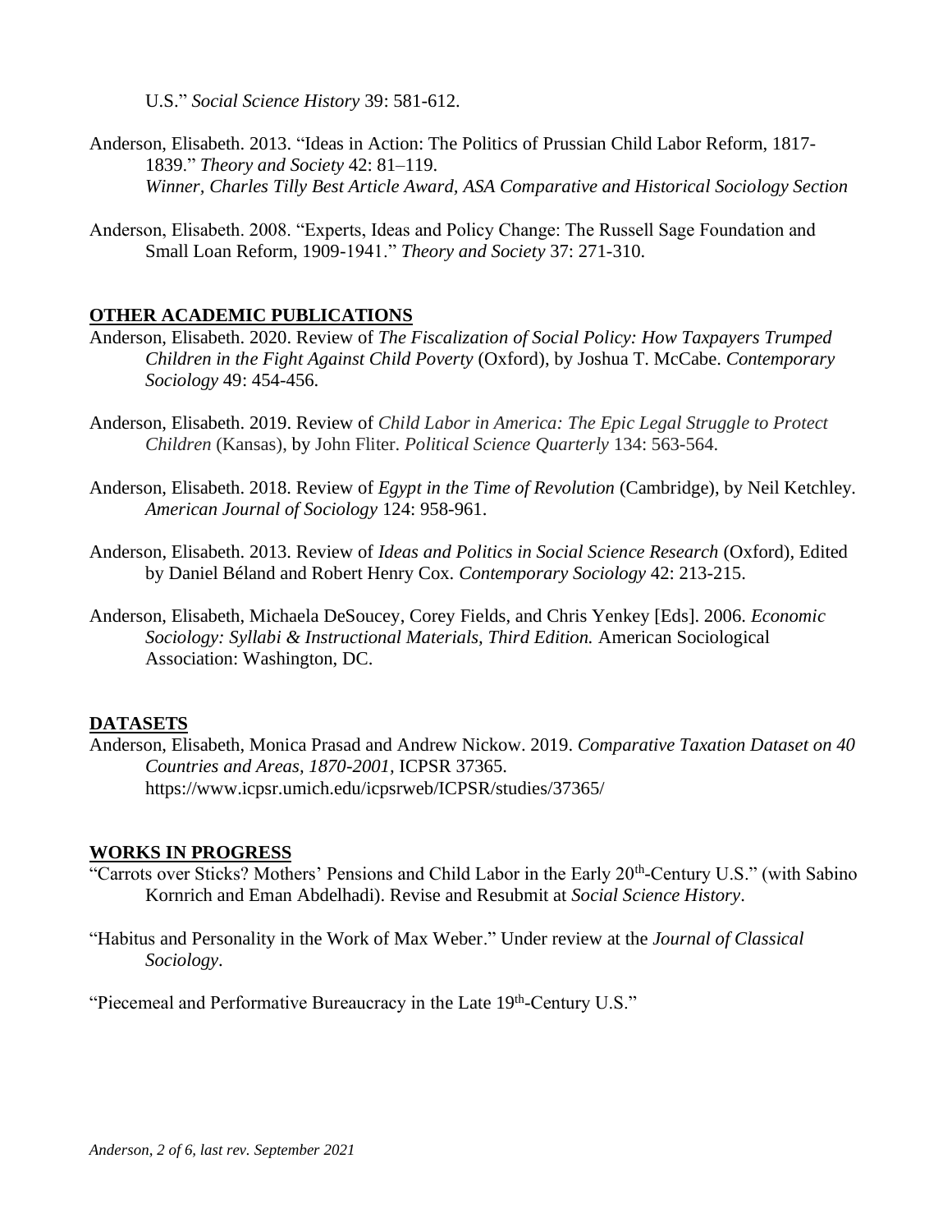U.S." *Social Science History* 39: 581-612.

Anderson, Elisabeth. 2013. "Ideas in Action: The Politics of Prussian Child Labor Reform, 1817-1839." *Theory and Society* 42: 81–119.
*Winner, Charles Tilly Best Article Award, ASA Comparative and Historical Sociology Section*

Anderson, Elisabeth. 2008. "Experts, Ideas and Policy Change: The Russell Sage Foundation and Small Loan Reform, 1909-1941." *Theory and Society* 37: 271-310.

## OTHER ACADEMIC PUBLICATIONS

Anderson, Elisabeth. 2020. Review of *The Fiscalization of Social Policy: How Taxpayers Trumped Children in the Fight Against Child Poverty* (Oxford), by Joshua T. McCabe. *Contemporary Sociology* 49: 454-456.

Anderson, Elisabeth. 2019. Review of *Child Labor in America: The Epic Legal Struggle to Protect Children* (Kansas), by John Fliter. *Political Science Quarterly* 134: 563-564.

Anderson, Elisabeth. 2018. Review of *Egypt in the Time of Revolution* (Cambridge), by Neil Ketchley. *American Journal of Sociology* 124: 958-961.

Anderson, Elisabeth. 2013. Review of *Ideas and Politics in Social Science Research* (Oxford), Edited by Daniel Béland and Robert Henry Cox. *Contemporary Sociology* 42: 213-215.

Anderson, Elisabeth, Michaela DeSoucey, Corey Fields, and Chris Yenkey [Eds]. 2006. *Economic Sociology: Syllabi & Instructional Materials, Third Edition.* American Sociological Association: Washington, DC.

## DATASETS

Anderson, Elisabeth, Monica Prasad and Andrew Nickow. 2019. *Comparative Taxation Dataset on 40 Countries and Areas, 1870-2001*, ICPSR 37365.
https://www.icpsr.umich.edu/icpsrweb/ICPSR/studies/37365/

## WORKS IN PROGRESS

"Carrots over Sticks? Mothers' Pensions and Child Labor in the Early 20th-Century U.S." (with Sabino Kornrich and Eman Abdelhadi). Revise and Resubmit at *Social Science History*.

"Habitus and Personality in the Work of Max Weber." Under review at the *Journal of Classical Sociology*.

"Piecemeal and Performative Bureaucracy in the Late 19th-Century U.S."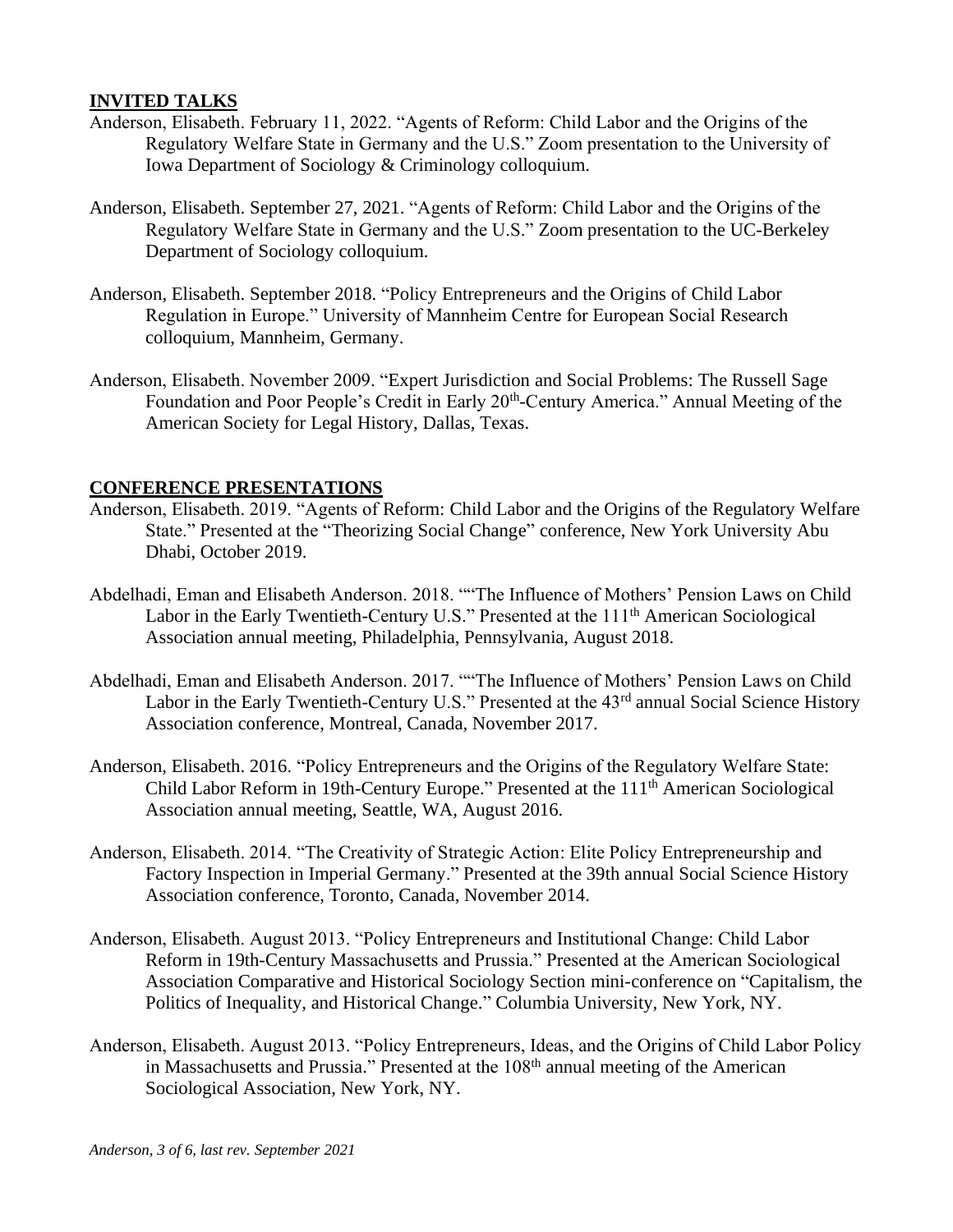## INVITED TALKS

Anderson, Elisabeth. February 11, 2022. "Agents of Reform: Child Labor and the Origins of the Regulatory Welfare State in Germany and the U.S." Zoom presentation to the University of Iowa Department of Sociology & Criminology colloquium.

Anderson, Elisabeth. September 27, 2021. "Agents of Reform: Child Labor and the Origins of the Regulatory Welfare State in Germany and the U.S." Zoom presentation to the UC-Berkeley Department of Sociology colloquium.

Anderson, Elisabeth. September 2018. "Policy Entrepreneurs and the Origins of Child Labor Regulation in Europe." University of Mannheim Centre for European Social Research colloquium, Mannheim, Germany.

Anderson, Elisabeth. November 2009. "Expert Jurisdiction and Social Problems: The Russell Sage Foundation and Poor People's Credit in Early 20th-Century America." Annual Meeting of the American Society for Legal History, Dallas, Texas.

## CONFERENCE PRESENTATIONS

Anderson, Elisabeth. 2019. "Agents of Reform: Child Labor and the Origins of the Regulatory Welfare State." Presented at the "Theorizing Social Change" conference, New York University Abu Dhabi, October 2019.

Abdelhadi, Eman and Elisabeth Anderson. 2018. ""The Influence of Mothers' Pension Laws on Child Labor in the Early Twentieth-Century U.S." Presented at the 111th American Sociological Association annual meeting, Philadelphia, Pennsylvania, August 2018.

Abdelhadi, Eman and Elisabeth Anderson. 2017. ""The Influence of Mothers' Pension Laws on Child Labor in the Early Twentieth-Century U.S." Presented at the 43rd annual Social Science History Association conference, Montreal, Canada, November 2017.

Anderson, Elisabeth. 2016. "Policy Entrepreneurs and the Origins of the Regulatory Welfare State: Child Labor Reform in 19th-Century Europe." Presented at the 111th American Sociological Association annual meeting, Seattle, WA, August 2016.

Anderson, Elisabeth. 2014. "The Creativity of Strategic Action: Elite Policy Entrepreneurship and Factory Inspection in Imperial Germany." Presented at the 39th annual Social Science History Association conference, Toronto, Canada, November 2014.

Anderson, Elisabeth. August 2013. "Policy Entrepreneurs and Institutional Change: Child Labor Reform in 19th-Century Massachusetts and Prussia." Presented at the American Sociological Association Comparative and Historical Sociology Section mini-conference on "Capitalism, the Politics of Inequality, and Historical Change." Columbia University, New York, NY.

Anderson, Elisabeth. August 2013. "Policy Entrepreneurs, Ideas, and the Origins of Child Labor Policy in Massachusetts and Prussia." Presented at the 108th annual meeting of the American Sociological Association, New York, NY.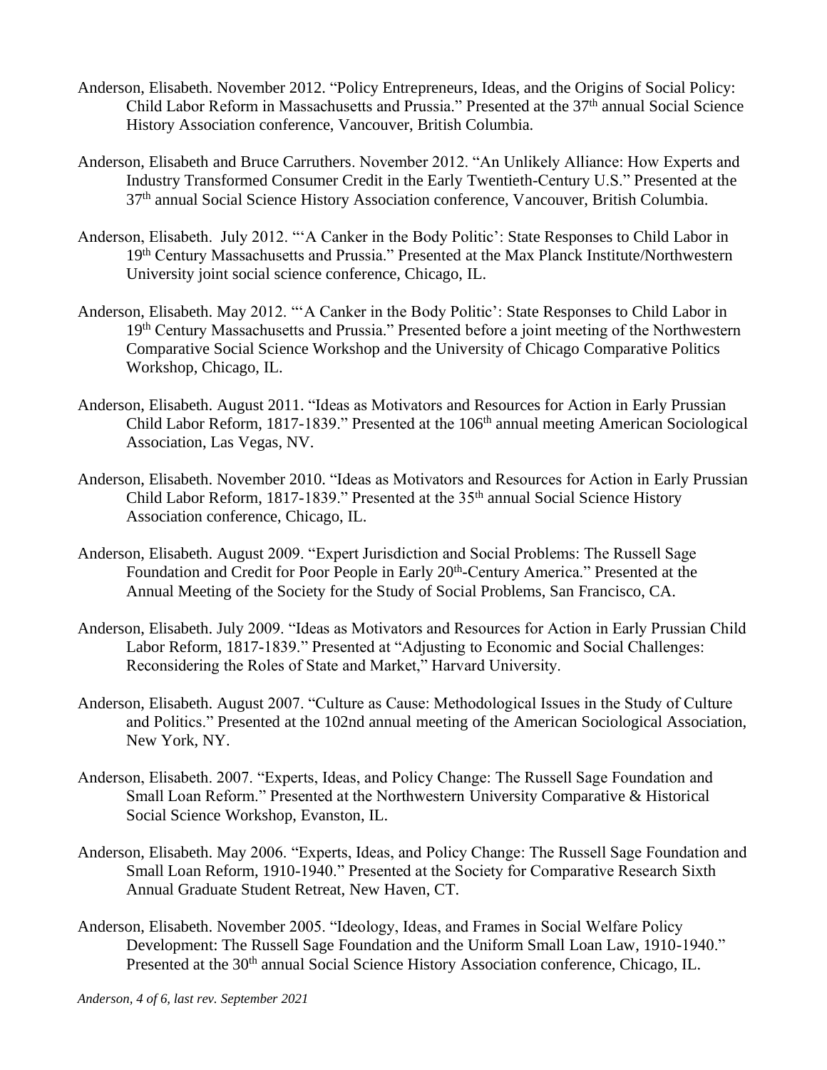Anderson, Elisabeth. November 2012. "Policy Entrepreneurs, Ideas, and the Origins of Social Policy: Child Labor Reform in Massachusetts and Prussia." Presented at the 37th annual Social Science History Association conference, Vancouver, British Columbia.

Anderson, Elisabeth and Bruce Carruthers. November 2012. "An Unlikely Alliance: How Experts and Industry Transformed Consumer Credit in the Early Twentieth-Century U.S." Presented at the 37th annual Social Science History Association conference, Vancouver, British Columbia.

Anderson, Elisabeth. July 2012. "'A Canker in the Body Politic': State Responses to Child Labor in 19th Century Massachusetts and Prussia." Presented at the Max Planck Institute/Northwestern University joint social science conference, Chicago, IL.

Anderson, Elisabeth. May 2012. "'A Canker in the Body Politic': State Responses to Child Labor in 19th Century Massachusetts and Prussia." Presented before a joint meeting of the Northwestern Comparative Social Science Workshop and the University of Chicago Comparative Politics Workshop, Chicago, IL.

Anderson, Elisabeth. August 2011. "Ideas as Motivators and Resources for Action in Early Prussian Child Labor Reform, 1817-1839." Presented at the 106th annual meeting American Sociological Association, Las Vegas, NV.

Anderson, Elisabeth. November 2010. "Ideas as Motivators and Resources for Action in Early Prussian Child Labor Reform, 1817-1839." Presented at the 35th annual Social Science History Association conference, Chicago, IL.

Anderson, Elisabeth. August 2009. "Expert Jurisdiction and Social Problems: The Russell Sage Foundation and Credit for Poor People in Early 20th-Century America." Presented at the Annual Meeting of the Society for the Study of Social Problems, San Francisco, CA.

Anderson, Elisabeth. July 2009. "Ideas as Motivators and Resources for Action in Early Prussian Child Labor Reform, 1817-1839." Presented at "Adjusting to Economic and Social Challenges: Reconsidering the Roles of State and Market," Harvard University.

Anderson, Elisabeth. August 2007. "Culture as Cause: Methodological Issues in the Study of Culture and Politics." Presented at the 102nd annual meeting of the American Sociological Association, New York, NY.

Anderson, Elisabeth. 2007. "Experts, Ideas, and Policy Change: The Russell Sage Foundation and Small Loan Reform." Presented at the Northwestern University Comparative & Historical Social Science Workshop, Evanston, IL.

Anderson, Elisabeth. May 2006. "Experts, Ideas, and Policy Change: The Russell Sage Foundation and Small Loan Reform, 1910-1940." Presented at the Society for Comparative Research Sixth Annual Graduate Student Retreat, New Haven, CT.

Anderson, Elisabeth. November 2005. "Ideology, Ideas, and Frames in Social Welfare Policy Development: The Russell Sage Foundation and the Uniform Small Loan Law, 1910-1940." Presented at the 30th annual Social Science History Association conference, Chicago, IL.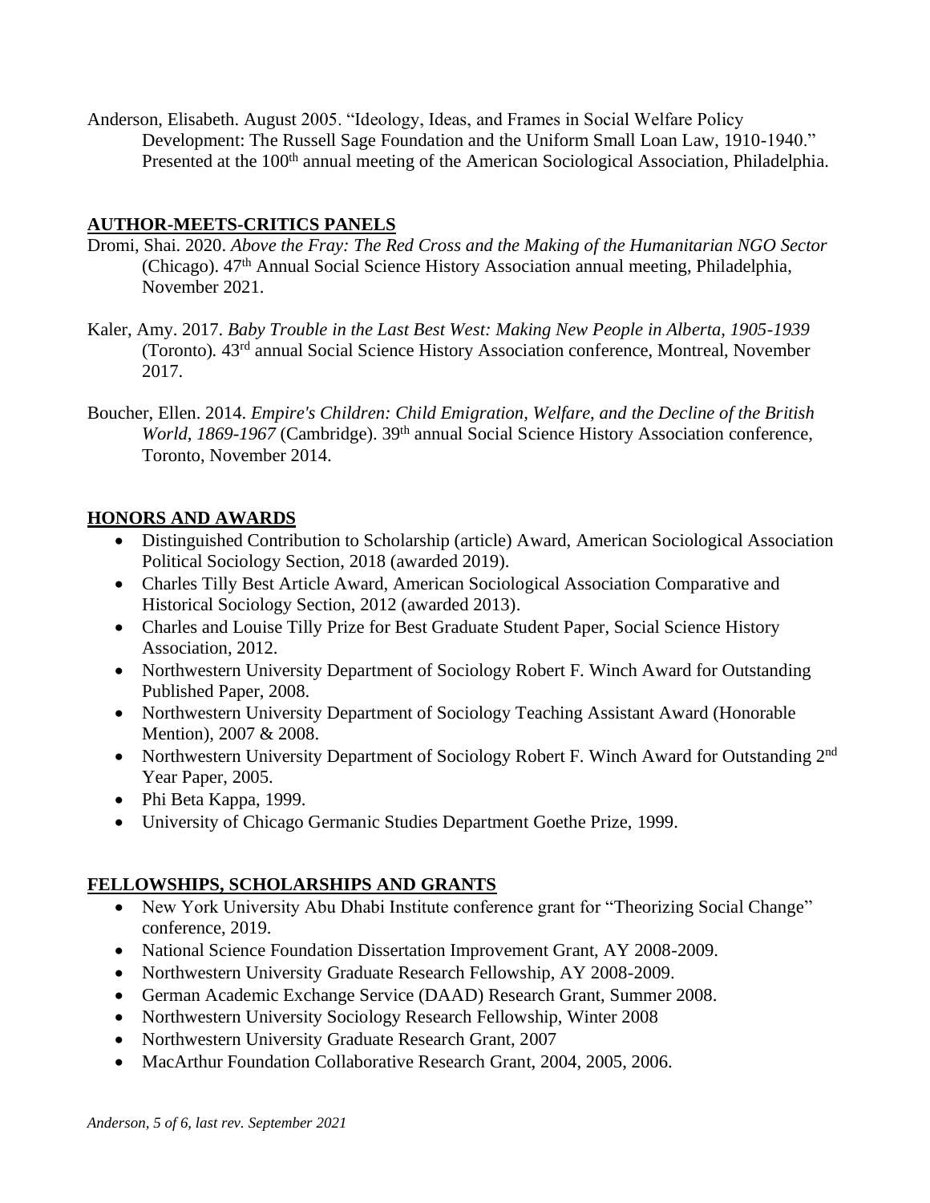Anderson, Elisabeth. August 2005. "Ideology, Ideas, and Frames in Social Welfare Policy Development: The Russell Sage Foundation and the Uniform Small Loan Law, 1910-1940." Presented at the 100th annual meeting of the American Sociological Association, Philadelphia.

## AUTHOR-MEETS-CRITICS PANELS

Dromi, Shai. 2020. *Above the Fray: The Red Cross and the Making of the Humanitarian NGO Sector* (Chicago). 47th Annual Social Science History Association annual meeting, Philadelphia, November 2021.

Kaler, Amy. 2017. *Baby Trouble in the Last Best West: Making New People in Alberta, 1905-1939* (Toronto). 43rd annual Social Science History Association conference, Montreal, November 2017.

Boucher, Ellen. 2014. *Empire's Children: Child Emigration, Welfare, and the Decline of the British World, 1869-1967* (Cambridge). 39th annual Social Science History Association conference, Toronto, November 2014.

## HONORS AND AWARDS

- Distinguished Contribution to Scholarship (article) Award, American Sociological Association Political Sociology Section, 2018 (awarded 2019).
- Charles Tilly Best Article Award, American Sociological Association Comparative and Historical Sociology Section, 2012 (awarded 2013).
- Charles and Louise Tilly Prize for Best Graduate Student Paper, Social Science History Association, 2012.
- Northwestern University Department of Sociology Robert F. Winch Award for Outstanding Published Paper, 2008.
- Northwestern University Department of Sociology Teaching Assistant Award (Honorable Mention), 2007 & 2008.
- Northwestern University Department of Sociology Robert F. Winch Award for Outstanding 2nd Year Paper, 2005.
- Phi Beta Kappa, 1999.
- University of Chicago Germanic Studies Department Goethe Prize, 1999.

## FELLOWSHIPS, SCHOLARSHIPS AND GRANTS

- New York University Abu Dhabi Institute conference grant for "Theorizing Social Change" conference, 2019.
- National Science Foundation Dissertation Improvement Grant, AY 2008-2009.
- Northwestern University Graduate Research Fellowship, AY 2008-2009.
- German Academic Exchange Service (DAAD) Research Grant, Summer 2008.
- Northwestern University Sociology Research Fellowship, Winter 2008
- Northwestern University Graduate Research Grant, 2007
- MacArthur Foundation Collaborative Research Grant, 2004, 2005, 2006.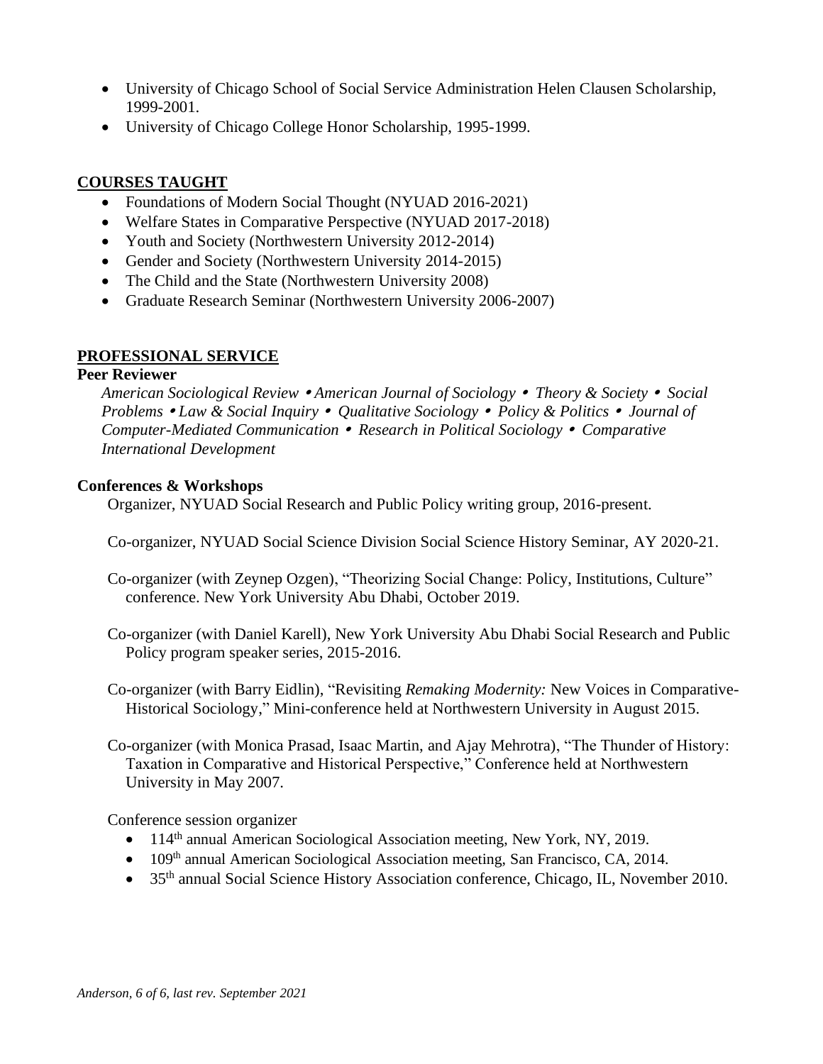- University of Chicago School of Social Service Administration Helen Clausen Scholarship, 1999-2001.
- University of Chicago College Honor Scholarship, 1995-1999.

## COURSES TAUGHT

- Foundations of Modern Social Thought (NYUAD 2016-2021)
- Welfare States in Comparative Perspective (NYUAD 2017-2018)
- Youth and Society (Northwestern University 2012-2014)
- Gender and Society (Northwestern University 2014-2015)
- The Child and the State (Northwestern University 2008)
- Graduate Research Seminar (Northwestern University 2006-2007)

## PROFESSIONAL SERVICE

**Peer Reviewer**

*American Sociological Review* • *American Journal of Sociology* • *Theory & Society* • *Social Problems* • *Law & Social Inquiry* • *Qualitative Sociology* • *Policy & Politics* • *Journal of Computer-Mediated Communication* • *Research in Political Sociology* • *Comparative International Development*

**Conferences & Workshops**

Organizer, NYUAD Social Research and Public Policy writing group, 2016-present.

Co-organizer, NYUAD Social Science Division Social Science History Seminar, AY 2020-21.

Co-organizer (with Zeynep Ozgen), "Theorizing Social Change: Policy, Institutions, Culture" conference. New York University Abu Dhabi, October 2019.

Co-organizer (with Daniel Karell), New York University Abu Dhabi Social Research and Public Policy program speaker series, 2015-2016.

Co-organizer (with Barry Eidlin), "Revisiting *Remaking Modernity:* New Voices in Comparative-Historical Sociology," Mini-conference held at Northwestern University in August 2015.

Co-organizer (with Monica Prasad, Isaac Martin, and Ajay Mehrotra), "The Thunder of History: Taxation in Comparative and Historical Perspective," Conference held at Northwestern University in May 2007.

Conference session organizer

- 114th annual American Sociological Association meeting, New York, NY, 2019.
- 109th annual American Sociological Association meeting, San Francisco, CA, 2014.
- 35th annual Social Science History Association conference, Chicago, IL, November 2010.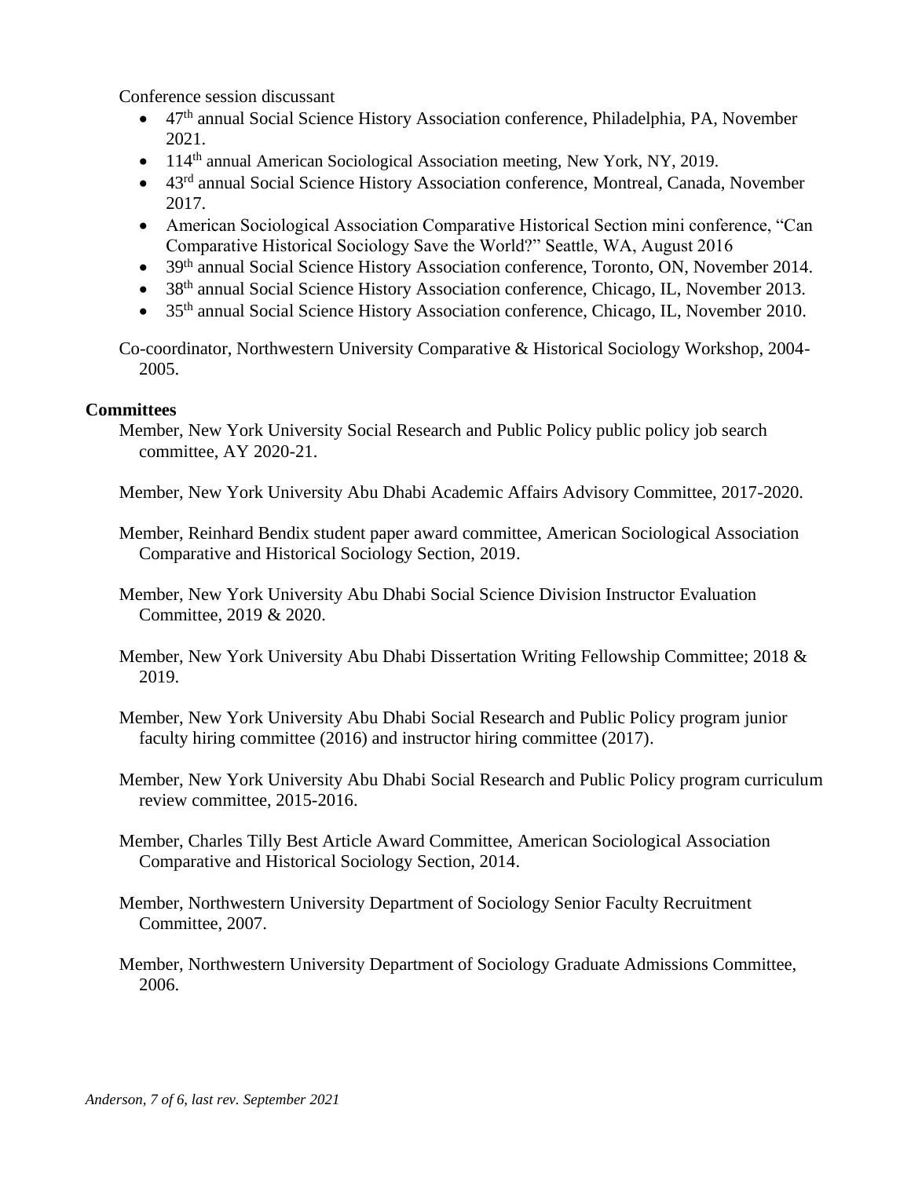Conference session discussant

- 47th annual Social Science History Association conference, Philadelphia, PA, November 2021.
- 114th annual American Sociological Association meeting, New York, NY, 2019.
- 43rd annual Social Science History Association conference, Montreal, Canada, November 2017.
- American Sociological Association Comparative Historical Section mini conference, "Can Comparative Historical Sociology Save the World?" Seattle, WA, August 2016
- 39th annual Social Science History Association conference, Toronto, ON, November 2014.
- 38th annual Social Science History Association conference, Chicago, IL, November 2013.
- 35th annual Social Science History Association conference, Chicago, IL, November 2010.

Co-coordinator, Northwestern University Comparative & Historical Sociology Workshop, 2004-2005.

**Committees**

Member, New York University Social Research and Public Policy public policy job search committee, AY 2020-21.

Member, New York University Abu Dhabi Academic Affairs Advisory Committee, 2017-2020.

Member, Reinhard Bendix student paper award committee, American Sociological Association Comparative and Historical Sociology Section, 2019.

Member, New York University Abu Dhabi Social Science Division Instructor Evaluation Committee, 2019 & 2020.

Member, New York University Abu Dhabi Dissertation Writing Fellowship Committee; 2018 & 2019.

Member, New York University Abu Dhabi Social Research and Public Policy program junior faculty hiring committee (2016) and instructor hiring committee (2017).

Member, New York University Abu Dhabi Social Research and Public Policy program curriculum review committee, 2015-2016.

Member, Charles Tilly Best Article Award Committee, American Sociological Association Comparative and Historical Sociology Section, 2014.

Member, Northwestern University Department of Sociology Senior Faculty Recruitment Committee, 2007.

Member, Northwestern University Department of Sociology Graduate Admissions Committee, 2006.